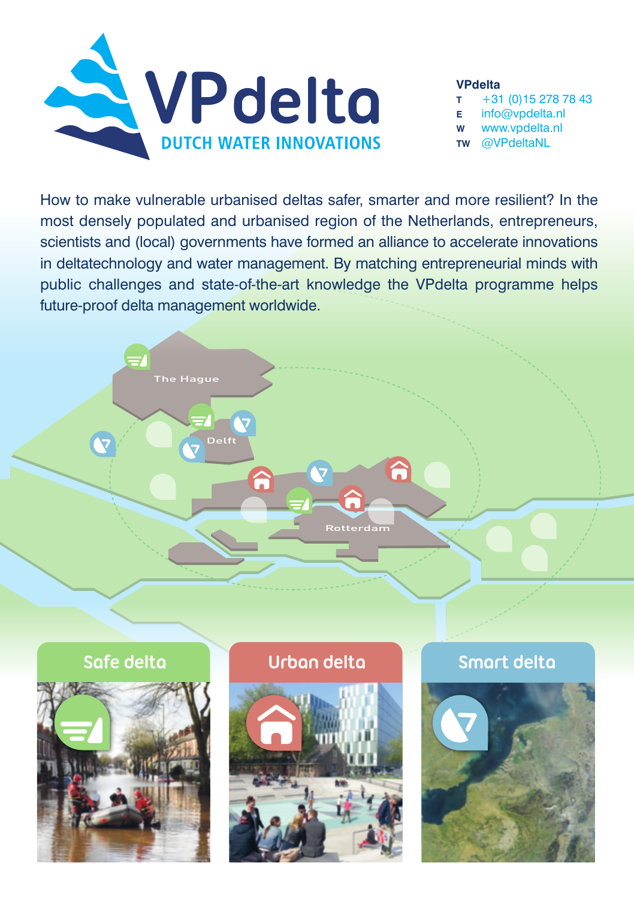# VPdelta

DUTCH WATER INNOVATIONS

**VPdelta**
T +31 (0)15 278 78 43
E info@vpdelta.nl
W www.vpdelta.nl
TW @VPdeltaNL

How to make vulnerable urbanised deltas safer, smarter and more resilient? In the most densely populated and urbanised region of the Netherlands, entrepreneurs, scientists and (local) governments have formed an alliance to accelerate innovations in deltatechnology and water management. By matching entrepreneurial minds with public challenges and state-of-the-art knowledge the VPdelta programme helps future-proof delta management worldwide.

The Hague

Delft

Rotterdam

## Safe delta

## Urban delta

## Smart delta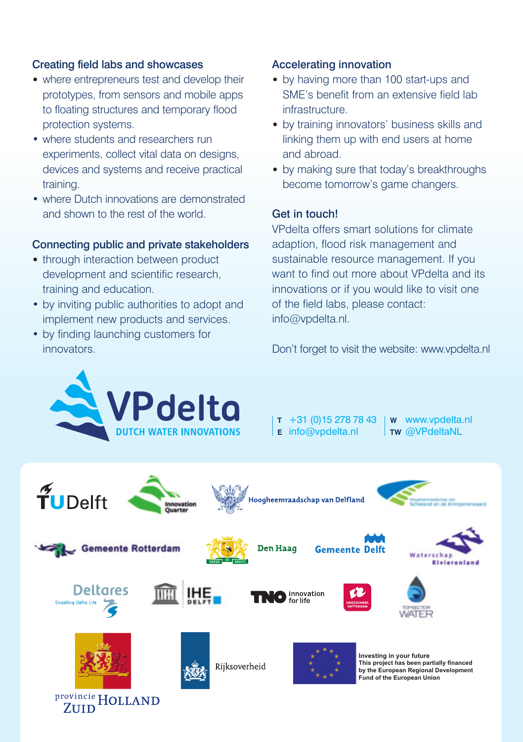## Creating field labs and showcases

- where entrepreneurs test and develop their prototypes, from sensors and mobile apps to floating structures and temporary flood protection systems.
- where students and researchers run experiments, collect vital data on designs, devices and systems and receive practical training.
- where Dutch innovations are demonstrated and shown to the rest of the world.

## Connecting public and private stakeholders

- through interaction between product development and scientific research, training and education.
- by inviting public authorities to adopt and implement new products and services.
- by finding launching customers for innovators.

## Accelerating innovation

- by having more than 100 start-ups and SME's benefit from an extensive field lab infrastructure.
- by training innovators' business skills and linking them up with end users at home and abroad.
- by making sure that today's breakthroughs become tomorrow's game changers.

## Get in touch!

VPdelta offers smart solutions for climate adaption, flood risk management and sustainable resource management. If you want to find out more about VPdelta and its innovations or if you would like to visit one of the field labs, please contact: info@vpdelta.nl.

Don't forget to visit the website: www.vpdelta.nl

VPdelta
DUTCH WATER INNOVATIONS

T +31 (0)15 278 78 43
E info@vpdelta.nl
W www.vpdelta.nl
TW @VPdeltaNL

TUDelft | Innovation Quarter | Hoogheemraadschap van Delfland | Hoogheemraadschap van Schieland en de Krimpenerwaard | Gemeente Rotterdam | Den Haag | Gemeente Delft | Waterschap Rivierenland | Deltares Enabling Delta Life | IHE Delft | TNO innovation for life | Hogeschool Rotterdam | Topsector Water | provincie Zuid Holland | Rijksoverheid

Investing in your future
This project has been partially financed by the European Regional Development Fund of the European Union